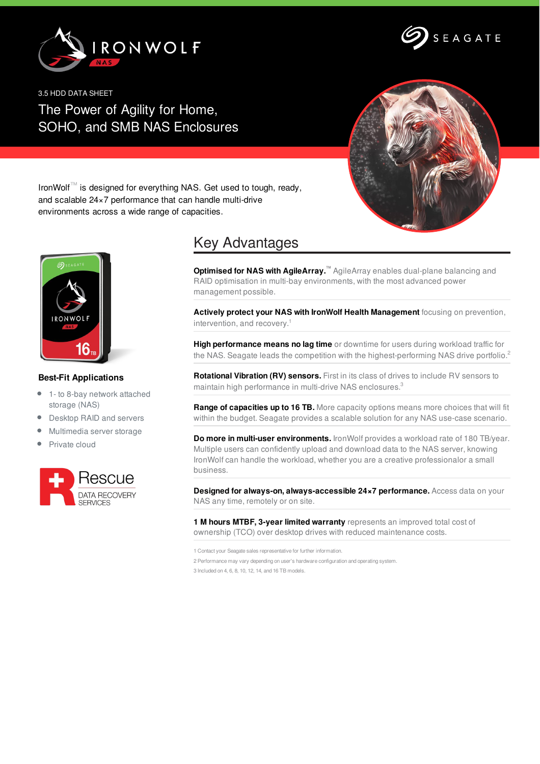3.5 HDD DATA SHEET

# The Power of Agility for Home, SOHO, and SMB NAS Enclosures

IronWolf™ is designed for everything NAS. Get used to tough, ready, and scalable 24×7 performance that can handle multi-drive environments across a wide range of capacities.

### Best-Fit Applications

- 1- to 8-bay network attached storage (NAS)
- Desktop RAID and servers
- Multimedia server storage
- Private cloud

Rescue DATA RECOVERY SERVICES

## Key Advantages

**Optimised for NAS with AgileArray.™** AgileArray enables dual-plane balancing and RAID optimisation in multi-bay environments, with the most advanced power management possible.

**Actively protect your NAS with IronWolf Health Management** focusing on prevention, intervention, and recovery.[1]

**High performance means no lag time** or downtime for users during workload traffic for the NAS. Seagate leads the competition with the highest-performing NAS drive portfolio.[2]

**Rotational Vibration (RV) sensors.** First in its class of drives to include RV sensors to maintain high performance in multi-drive NAS enclosures.[3]

**Range of capacities up to 16 TB.** More capacity options means more choices that will fit within the budget. Seagate provides a scalable solution for any NAS use-case scenario.

**Do more in multi-user environments.** IronWolf provides a workload rate of 180 TB/year. Multiple users can confidently upload and download data to the NAS server, knowing IronWolf can handle the workload, whether you are a creative professionalor a small business.

**Designed for always-on, always-accessible 24×7 performance.** Access data on your NAS any time, remotely or on site.

**1 M hours MTBF, 3-year limited warranty** represents an improved total cost of ownership (TCO) over desktop drives with reduced maintenance costs.

1 Contact your Seagate sales representative for further information.

2 Performance may vary depending on user's hardware configuration and operating system.

3 Included on 4, 6, 8, 10, 12, 14, and 16 TB models.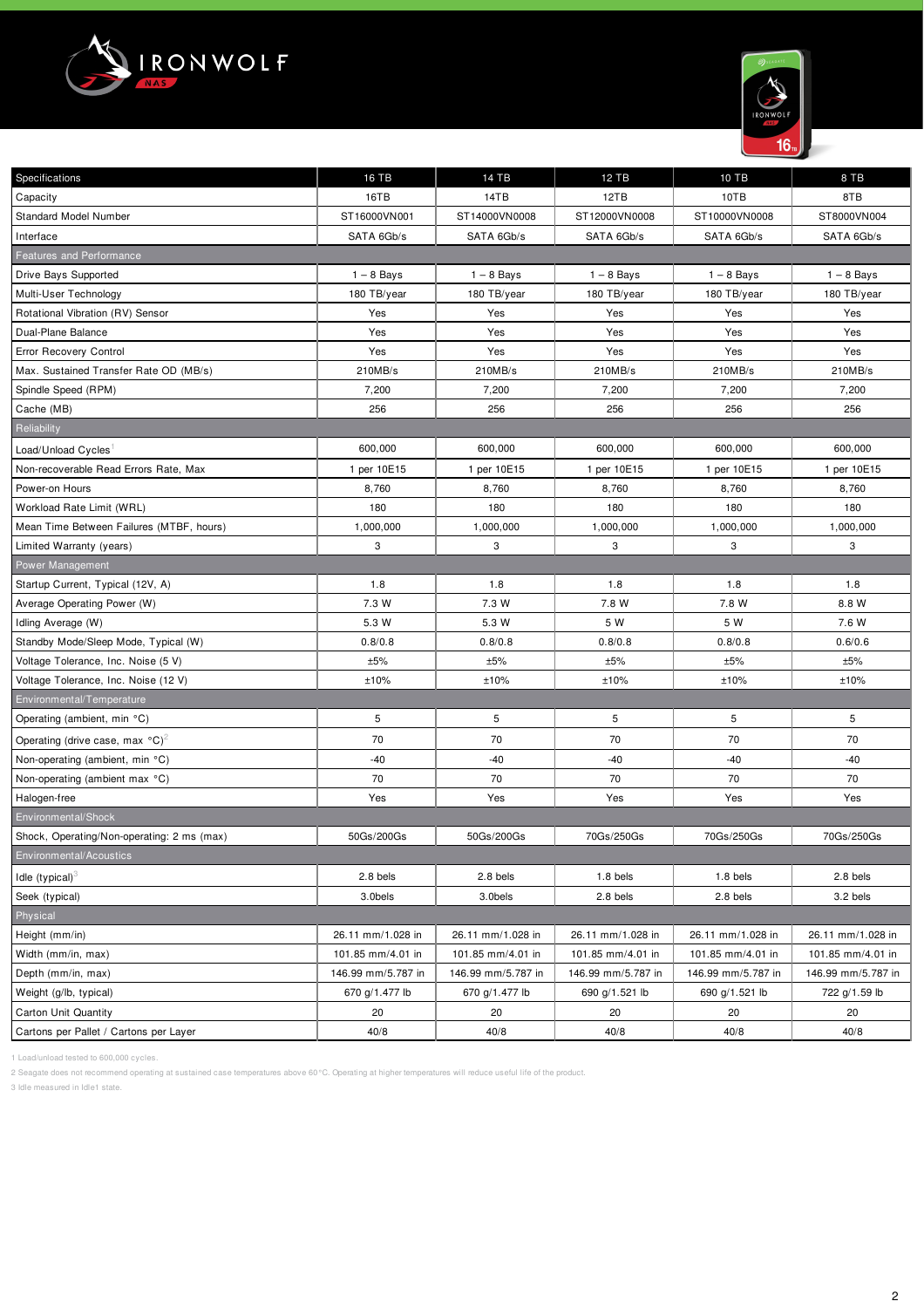| Specifications | 16 TB | 14 TB | 12 TB | 10 TB | 8 TB |
|---|---|---|---|---|---|
| Capacity | 16TB | 14TB | 12TB | 10TB | 8TB |
| Standard Model Number | ST16000VN001 | ST14000VN0008 | ST12000VN0008 | ST10000VN0008 | ST8000VN004 |
| Interface | SATA 6Gb/s | SATA 6Gb/s | SATA 6Gb/s | SATA 6Gb/s | SATA 6Gb/s |
| Features and Performance | | | | | |
| Drive Bays Supported | 1 – 8 Bays | 1 – 8 Bays | 1 – 8 Bays | 1 – 8 Bays | 1 – 8 Bays |
| Multi-User Technology | 180 TB/year | 180 TB/year | 180 TB/year | 180 TB/year | 180 TB/year |
| Rotational Vibration (RV) Sensor | Yes | Yes | Yes | Yes | Yes |
| Dual-Plane Balance | Yes | Yes | Yes | Yes | Yes |
| Error Recovery Control | Yes | Yes | Yes | Yes | Yes |
| Max. Sustained Transfer Rate OD (MB/s) | 210MB/s | 210MB/s | 210MB/s | 210MB/s | 210MB/s |
| Spindle Speed (RPM) | 7,200 | 7,200 | 7,200 | 7,200 | 7,200 |
| Cache (MB) | 256 | 256 | 256 | 256 | 256 |
| Reliability | | | | | |
| Load/Unload Cycles[1] | 600,000 | 600,000 | 600,000 | 600,000 | 600,000 |
| Non-recoverable Read Errors Rate, Max | 1 per 10E15 | 1 per 10E15 | 1 per 10E15 | 1 per 10E15 | 1 per 10E15 |
| Power-on Hours | 8,760 | 8,760 | 8,760 | 8,760 | 8,760 |
| Workload Rate Limit (WRL) | 180 | 180 | 180 | 180 | 180 |
| Mean Time Between Failures (MTBF, hours) | 1,000,000 | 1,000,000 | 1,000,000 | 1,000,000 | 1,000,000 |
| Limited Warranty (years) | 3 | 3 | 3 | 3 | 3 |
| Power Management | | | | | |
| Startup Current, Typical (12V, A) | 1.8 | 1.8 | 1.8 | 1.8 | 1.8 |
| Average Operating Power (W) | 7.3 W | 7.3 W | 7.8 W | 7.8 W | 8.8 W |
| Idling Average (W) | 5.3 W | 5.3 W | 5 W | 5 W | 7.6 W |
| Standby Mode/Sleep Mode, Typical (W) | 0.8/0.8 | 0.8/0.8 | 0.8/0.8 | 0.8/0.8 | 0.6/0.6 |
| Voltage Tolerance, Inc. Noise (5 V) | ±5% | ±5% | ±5% | ±5% | ±5% |
| Voltage Tolerance, Inc. Noise (12 V) | ±10% | ±10% | ±10% | ±10% | ±10% |
| Environmental/Temperature | | | | | |
| Operating (ambient, min °C) | 5 | 5 | 5 | 5 | 5 |
| Operating (drive case, max °C)[2] | 70 | 70 | 70 | 70 | 70 |
| Non-operating (ambient, min °C) | -40 | -40 | -40 | -40 | -40 |
| Non-operating (ambient max °C) | 70 | 70 | 70 | 70 | 70 |
| Halogen-free | Yes | Yes | Yes | Yes | Yes |
| Environmental/Shock | | | | | |
| Shock, Operating/Non-operating: 2 ms (max) | 50Gs/200Gs | 50Gs/200Gs | 70Gs/250Gs | 70Gs/250Gs | 70Gs/250Gs |
| Environmental/Acoustics | | | | | |
| Idle (typical)[3] | 2.8 bels | 2.8 bels | 1.8 bels | 1.8 bels | 2.8 bels |
| Seek (typical) | 3.0bels | 3.0bels | 2.8 bels | 2.8 bels | 3.2 bels |
| Physical | | | | | |
| Height (mm/in) | 26.11 mm/1.028 in | 26.11 mm/1.028 in | 26.11 mm/1.028 in | 26.11 mm/1.028 in | 26.11 mm/1.028 in |
| Width (mm/in, max) | 101.85 mm/4.01 in | 101.85 mm/4.01 in | 101.85 mm/4.01 in | 101.85 mm/4.01 in | 101.85 mm/4.01 in |
| Depth (mm/in, max) | 146.99 mm/5.787 in | 146.99 mm/5.787 in | 146.99 mm/5.787 in | 146.99 mm/5.787 in | 146.99 mm/5.787 in |
| Weight (g/lb, typical) | 670 g/1.477 lb | 670 g/1.477 lb | 690 g/1.521 lb | 690 g/1.521 lb | 722 g/1.59 lb |
| Carton Unit Quantity | 20 | 20 | 20 | 20 | 20 |
| Cartons per Pallet / Cartons per Layer | 40/8 | 40/8 | 40/8 | 40/8 | 40/8 |

1 Load/unload tested to 600,000 cycles.

2 Seagate does not recommend operating at sustained case temperatures above 60°C. Operating at higher temperatures will reduce useful life of the product.

3 Idle measured in Idle1 state.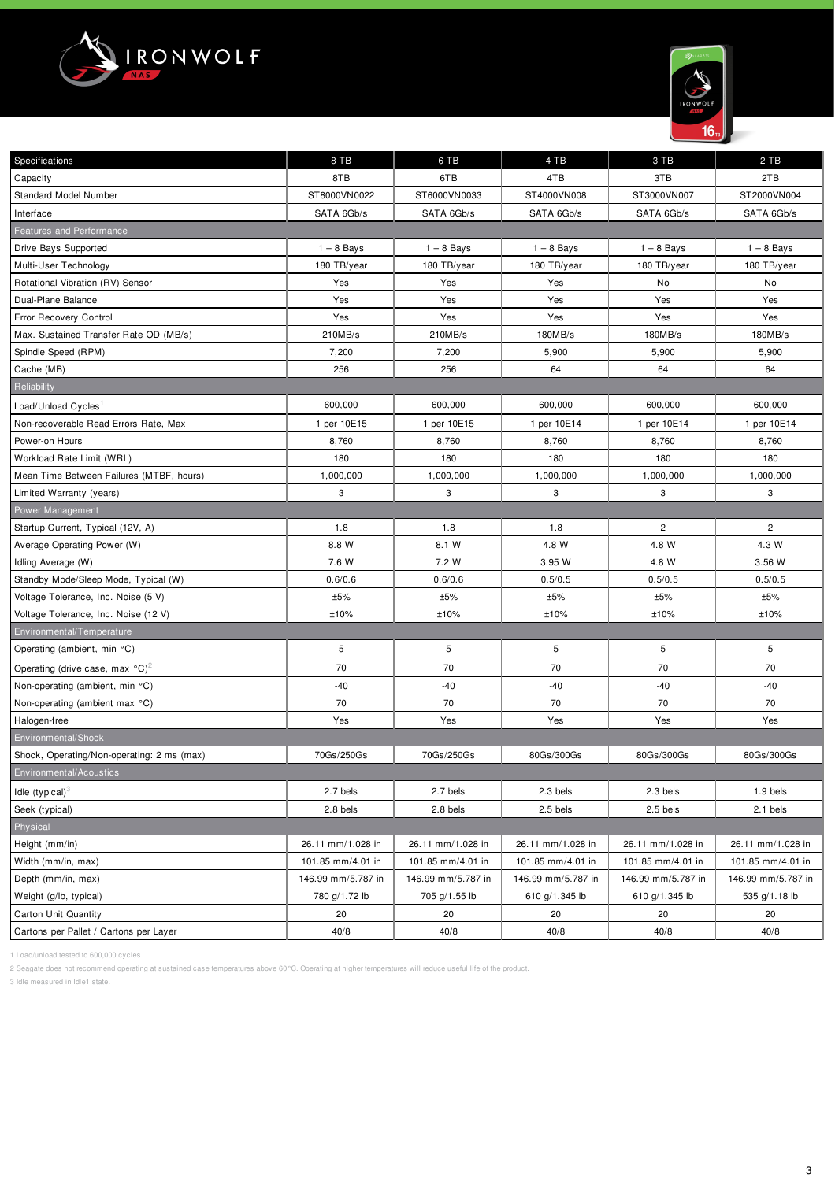| Specifications | 8 TB | 6 TB | 4 TB | 3 TB | 2 TB |
|---|---|---|---|---|---|
| Capacity | 8TB | 6TB | 4TB | 3TB | 2TB |
| Standard Model Number | ST8000VN0022 | ST6000VN0033 | ST4000VN008 | ST3000VN007 | ST2000VN004 |
| Interface | SATA 6Gb/s | SATA 6Gb/s | SATA 6Gb/s | SATA 6Gb/s | SATA 6Gb/s |
| **Features and Performance** | | | | | |
| Drive Bays Supported | 1 – 8 Bays | 1 – 8 Bays | 1 – 8 Bays | 1 – 8 Bays | 1 – 8 Bays |
| Multi-User Technology | 180 TB/year | 180 TB/year | 180 TB/year | 180 TB/year | 180 TB/year |
| Rotational Vibration (RV) Sensor | Yes | Yes | Yes | No | No |
| Dual-Plane Balance | Yes | Yes | Yes | Yes | Yes |
| Error Recovery Control | Yes | Yes | Yes | Yes | Yes |
| Max. Sustained Transfer Rate OD (MB/s) | 210MB/s | 210MB/s | 180MB/s | 180MB/s | 180MB/s |
| Spindle Speed (RPM) | 7,200 | 7,200 | 5,900 | 5,900 | 5,900 |
| Cache (MB) | 256 | 256 | 64 | 64 | 64 |
| **Reliability** | | | | | |
| Load/Unload Cycles[1] | 600,000 | 600,000 | 600,000 | 600,000 | 600,000 |
| Non-recoverable Read Errors Rate, Max | 1 per 10E15 | 1 per 10E15 | 1 per 10E14 | 1 per 10E14 | 1 per 10E14 |
| Power-on Hours | 8,760 | 8,760 | 8,760 | 8,760 | 8,760 |
| Workload Rate Limit (WRL) | 180 | 180 | 180 | 180 | 180 |
| Mean Time Between Failures (MTBF, hours) | 1,000,000 | 1,000,000 | 1,000,000 | 1,000,000 | 1,000,000 |
| Limited Warranty (years) | 3 | 3 | 3 | 3 | 3 |
| **Power Management** | | | | | |
| Startup Current, Typical (12V, A) | 1.8 | 1.8 | 1.8 | 2 | 2 |
| Average Operating Power (W) | 8.8 W | 8.1 W | 4.8 W | 4.8 W | 4.3 W |
| Idling Average (W) | 7.6 W | 7.2 W | 3.95 W | 4.8 W | 3.56 W |
| Standby Mode/Sleep Mode, Typical (W) | 0.6/0.6 | 0.6/0.6 | 0.5/0.5 | 0.5/0.5 | 0.5/0.5 |
| Voltage Tolerance, Inc. Noise (5 V) | ±5% | ±5% | ±5% | ±5% | ±5% |
| Voltage Tolerance, Inc. Noise (12 V) | ±10% | ±10% | ±10% | ±10% | ±10% |
| **Environmental/Temperature** | | | | | |
| Operating (ambient, min °C) | 5 | 5 | 5 | 5 | 5 |
| Operating (drive case, max °C)[2] | 70 | 70 | 70 | 70 | 70 |
| Non-operating (ambient, min °C) | -40 | -40 | -40 | -40 | -40 |
| Non-operating (ambient max °C) | 70 | 70 | 70 | 70 | 70 |
| Halogen-free | Yes | Yes | Yes | Yes | Yes |
| **Environmental/Shock** | | | | | |
| Shock, Operating/Non-operating: 2 ms (max) | 70Gs/250Gs | 70Gs/250Gs | 80Gs/300Gs | 80Gs/300Gs | 80Gs/300Gs |
| **Environmental/Acoustics** | | | | | |
| Idle (typical)[3] | 2.7 bels | 2.7 bels | 2.3 bels | 2.3 bels | 1.9 bels |
| Seek (typical) | 2.8 bels | 2.8 bels | 2.5 bels | 2.5 bels | 2.1 bels |
| **Physical** | | | | | |
| Height (mm/in) | 26.11 mm/1.028 in | 26.11 mm/1.028 in | 26.11 mm/1.028 in | 26.11 mm/1.028 in | 26.11 mm/1.028 in |
| Width (mm/in, max) | 101.85 mm/4.01 in | 101.85 mm/4.01 in | 101.85 mm/4.01 in | 101.85 mm/4.01 in | 101.85 mm/4.01 in |
| Depth (mm/in, max) | 146.99 mm/5.787 in | 146.99 mm/5.787 in | 146.99 mm/5.787 in | 146.99 mm/5.787 in | 146.99 mm/5.787 in |
| Weight (g/lb, typical) | 780 g/1.72 lb | 705 g/1.55 lb | 610 g/1.345 lb | 610 g/1.345 lb | 535 g/1.18 lb |
| Carton Unit Quantity | 20 | 20 | 20 | 20 | 20 |
| Cartons per Pallet / Cartons per Layer | 40/8 | 40/8 | 40/8 | 40/8 | 40/8 |

1 Load/unload tested to 600,000 cycles.

2 Seagate does not recommend operating at sustained case temperatures above 60°C. Operating at higher temperatures will reduce useful life of the product.

3 Idle measured in Idle1 state.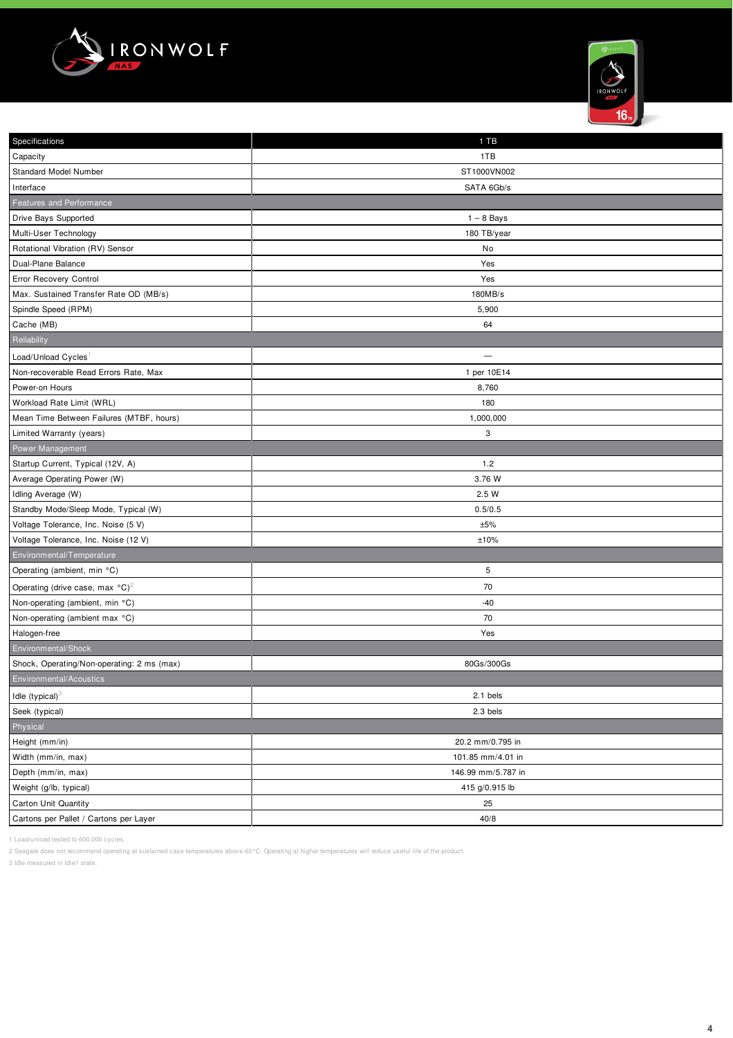| Specifications | 1 TB |
| --- | --- |
| Capacity | 1TB |
| Standard Model Number | ST1000VN002 |
| Interface | SATA 6Gb/s |
| Features and Performance | |
| Drive Bays Supported | 1 – 8 Bays |
| Multi-User Technology | 180 TB/year |
| Rotational Vibration (RV) Sensor | No |
| Dual-Plane Balance | Yes |
| Error Recovery Control | Yes |
| Max. Sustained Transfer Rate OD (MB/s) | 180MB/s |
| Spindle Speed (RPM) | 5,900 |
| Cache (MB) | 64 |
| Reliability | |
| Load/Unload Cycles[1] | — |
| Non-recoverable Read Errors Rate, Max | 1 per 10E14 |
| Power-on Hours | 8,760 |
| Workload Rate Limit (WRL) | 180 |
| Mean Time Between Failures (MTBF, hours) | 1,000,000 |
| Limited Warranty (years) | 3 |
| Power Management | |
| Startup Current, Typical (12V, A) | 1.2 |
| Average Operating Power (W) | 3.76 W |
| Idling Average (W) | 2.5 W |
| Standby Mode/Sleep Mode, Typical (W) | 0.5/0.5 |
| Voltage Tolerance, Inc. Noise (5 V) | ±5% |
| Voltage Tolerance, Inc. Noise (12 V) | ±10% |
| Environmental/Temperature | |
| Operating (ambient, min °C) | 5 |
| Operating (drive case, max °C)[2] | 70 |
| Non-operating (ambient, min °C) | -40 |
| Non-operating (ambient max °C) | 70 |
| Halogen-free | Yes |
| Environmental/Shock | |
| Shock, Operating/Non-operating: 2 ms (max) | 80Gs/300Gs |
| Environmental/Acoustics | |
| Idle (typical)[3] | 2.1 bels |
| Seek (typical) | 2.3 bels |
| Physical | |
| Height (mm/in) | 20.2 mm/0.795 in |
| Width (mm/in, max) | 101.85 mm/4.01 in |
| Depth (mm/in, max) | 146.99 mm/5.787 in |
| Weight (g/lb, typical) | 415 g/0.915 lb |
| Carton Unit Quantity | 25 |
| Cartons per Pallet / Cartons per Layer | 40/8 |

1 Load/unload tested to 600,000 cycles.

2 Seagate does not recommend operating at sustained case temperatures above 60°C. Operating at higher temperatures will reduce useful life of the product.

3 Idle measured in Idle1 state.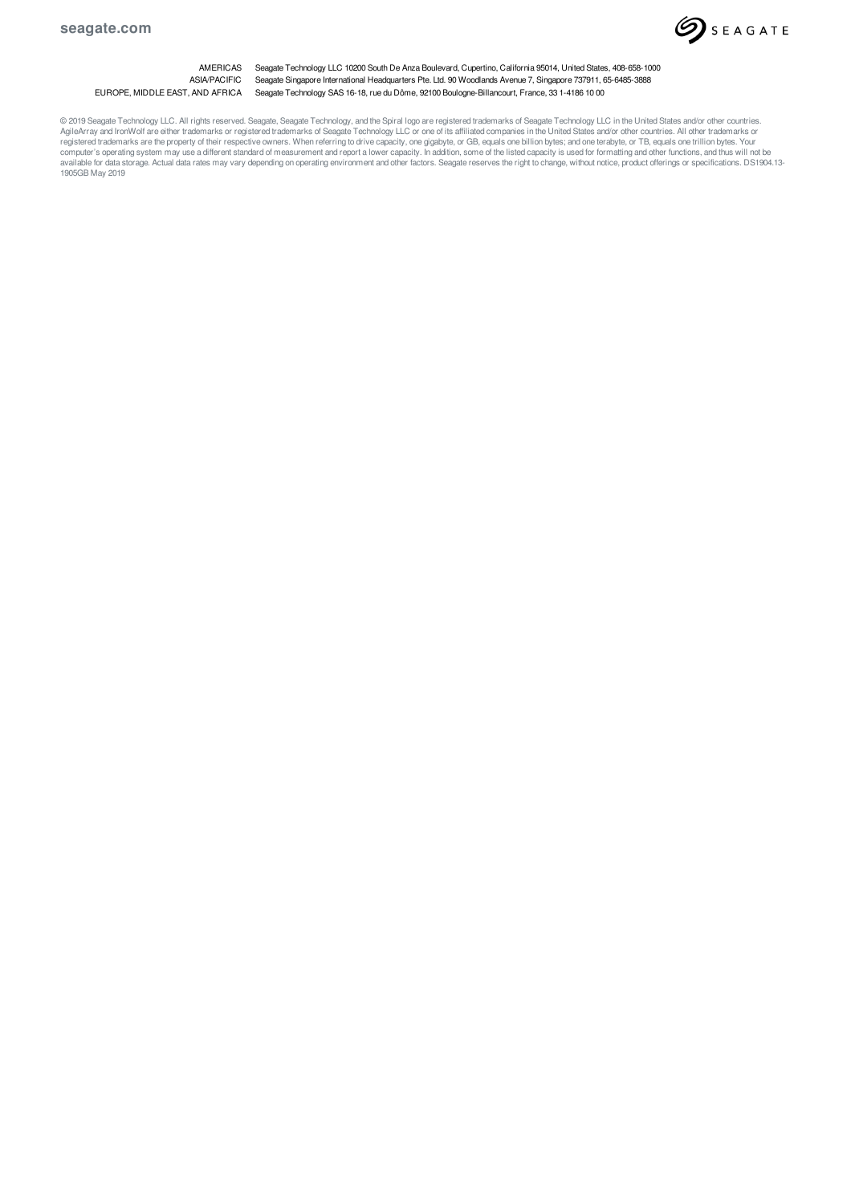seagate.com

| | |
|---|---|
| AMERICAS | Seagate Technology LLC 10200 South De Anza Boulevard, Cupertino, California 95014, United States, 408-658-1000 |
| ASIA/PACIFIC | Seagate Singapore International Headquarters Pte. Ltd. 90 Woodlands Avenue 7, Singapore 737911, 65-6485-3888 |
| EUROPE, MIDDLE EAST, AND AFRICA | Seagate Technology SAS 16-18, rue du Dôme, 92100 Boulogne-Billancourt, France, 33 1-4186 10 00 |

© 2019 Seagate Technology LLC. All rights reserved. Seagate, Seagate Technology, and the Spiral logo are registered trademarks of Seagate Technology LLC in the United States and/or other countries. AgileArray and IronWolf are either trademarks or registered trademarks of Seagate Technology LLC or one of its affiliated companies in the United States and/or other countries. All other trademarks or registered trademarks are the property of their respective owners. When referring to drive capacity, one gigabyte, or GB, equals one billion bytes; and one terabyte, or TB, equals one trillion bytes. Your computer's operating system may use a different standard of measurement and report a lower capacity. In addition, some of the listed capacity is used for formatting and other functions, and thus will not be available for data storage. Actual data rates may vary depending on operating environment and other factors. Seagate reserves the right to change, without notice, product offerings or specifications. DS1904.13-1905GB May 2019